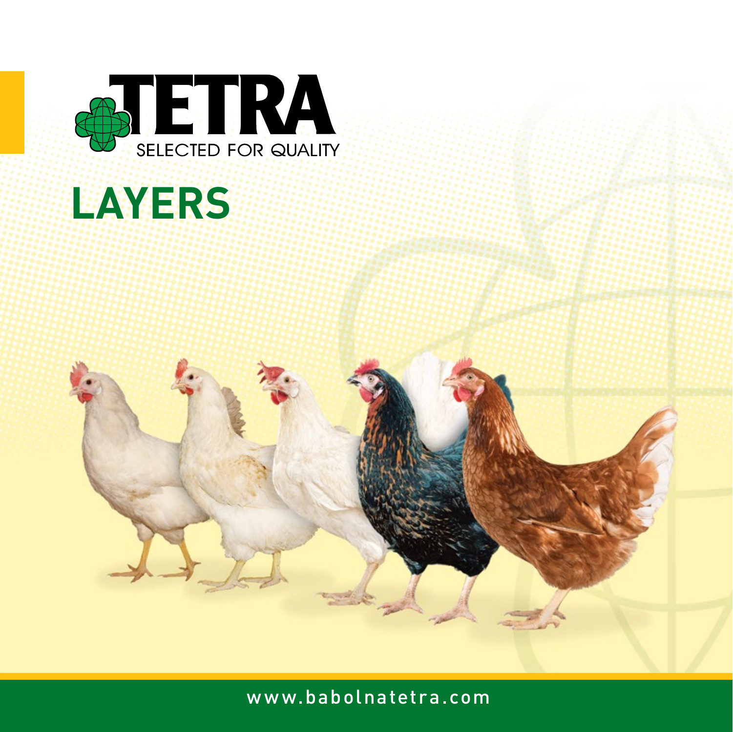TETRA

SELECTED FOR QUALITY

# LAYERS

www.babolnatetra.com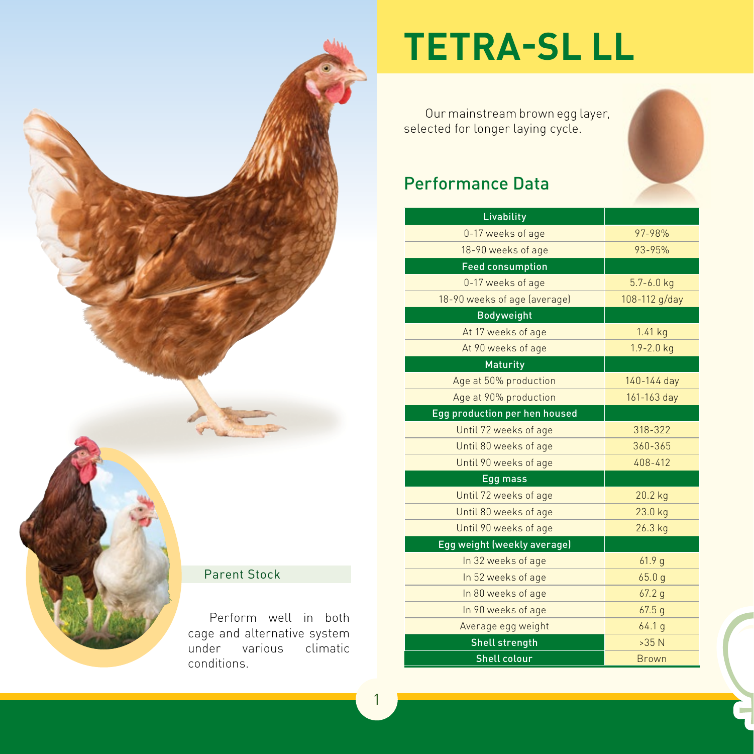# TETRA-SL LL

Our mainstream brown egg layer, selected for longer laying cycle.

## Performance Data

| | |
|---|---|
| **Livability** | |
| 0-17 weeks of age | 97-98% |
| 18-90 weeks of age | 93-95% |
| **Feed consumption** | |
| 0-17 weeks of age | 5.7-6.0 kg |
| 18-90 weeks of age (average) | 108-112 g/day |
| **Bodyweight** | |
| At 17 weeks of age | 1.41 kg |
| At 90 weeks of age | 1.9-2.0 kg |
| **Maturity** | |
| Age at 50% production | 140-144 day |
| Age at 90% production | 161-163 day |
| **Egg production per hen housed** | |
| Until 72 weeks of age | 318-322 |
| Until 80 weeks of age | 360-365 |
| Until 90 weeks of age | 408-412 |
| **Egg mass** | |
| Until 72 weeks of age | 20.2 kg |
| Until 80 weeks of age | 23.0 kg |
| Until 90 weeks of age | 26.3 kg |
| **Egg weight (weekly average)** | |
| In 32 weeks of age | 61.9 g |
| In 52 weeks of age | 65.0 g |
| In 80 weeks of age | 67.2 g |
| In 90 weeks of age | 67.5 g |
| Average egg weight | 64.1 g |
| **Shell strength** | >35 N |
| **Shell colour** | Brown |

### Parent Stock

Perform well in both cage and alternative system under various climatic conditions.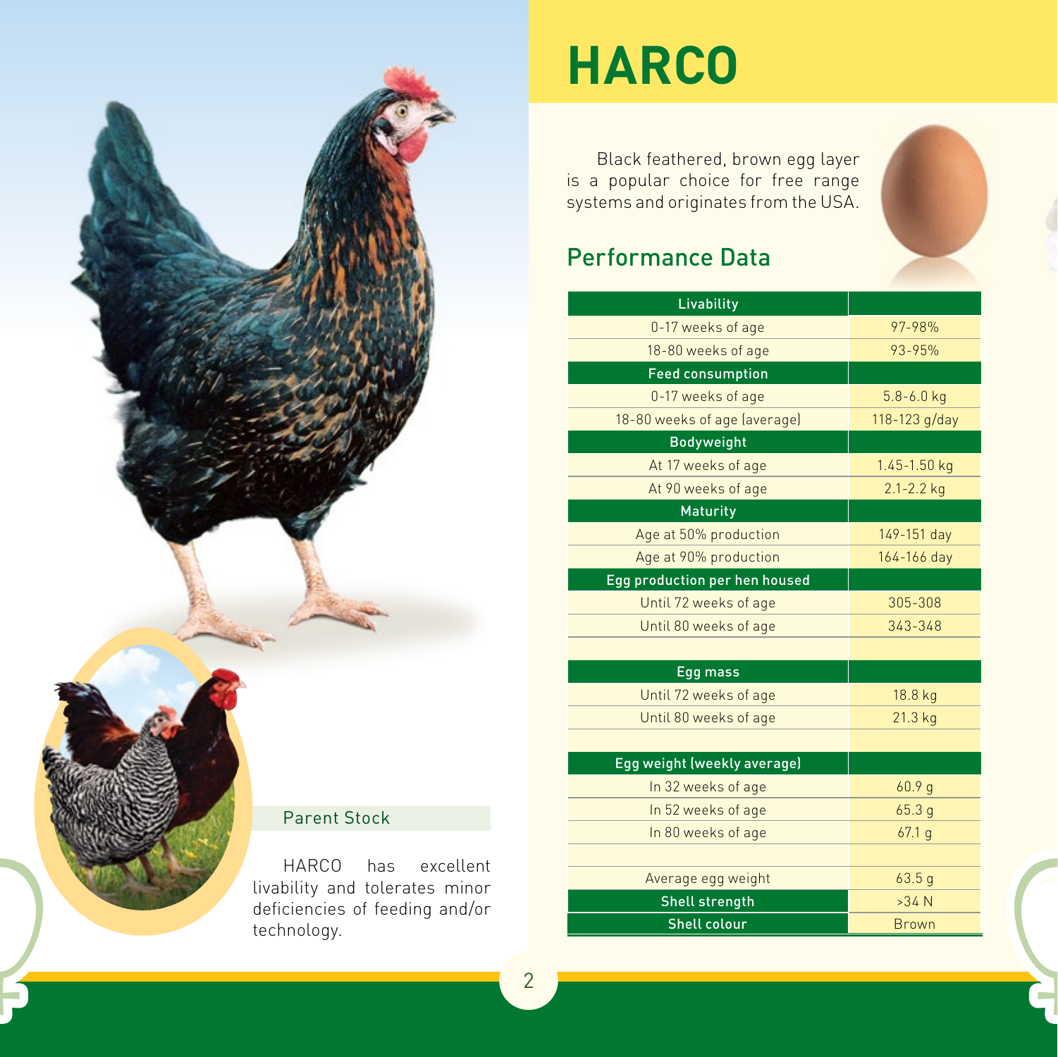# HARCO

Black feathered, brown egg layer is a popular choice for free range systems and originates from the USA.

## Performance Data

| Livability | |
|---|---|
| 0-17 weeks of age | 97-98% |
| 18-80 weeks of age | 93-95% |
| **Feed consumption** | |
| 0-17 weeks of age | 5.8-6.0 kg |
| 18-80 weeks of age (average) | 118-123 g/day |
| **Bodyweight** | |
| At 17 weeks of age | 1.45-1.50 kg |
| At 90 weeks of age | 2.1-2.2 kg |
| **Maturity** | |
| Age at 50% production | 149-151 day |
| Age at 90% production | 164-166 day |
| **Egg production per hen housed** | |
| Until 72 weeks of age | 305-308 |
| Until 80 weeks of age | 343-348 |
| | |
| **Egg mass** | |
| Until 72 weeks of age | 18.8 kg |
| Until 80 weeks of age | 21.3 kg |
| | |
| **Egg weight (weekly average)** | |
| In 32 weeks of age | 60.9 g |
| In 52 weeks of age | 65.3 g |
| In 80 weeks of age | 67.1 g |
| | |
| Average egg weight | 63.5 g |
| **Shell strength** | >34 N |
| **Shell colour** | Brown |

### Parent Stock

HARCO has excellent livability and tolerates minor deficiencies of feeding and/or technology.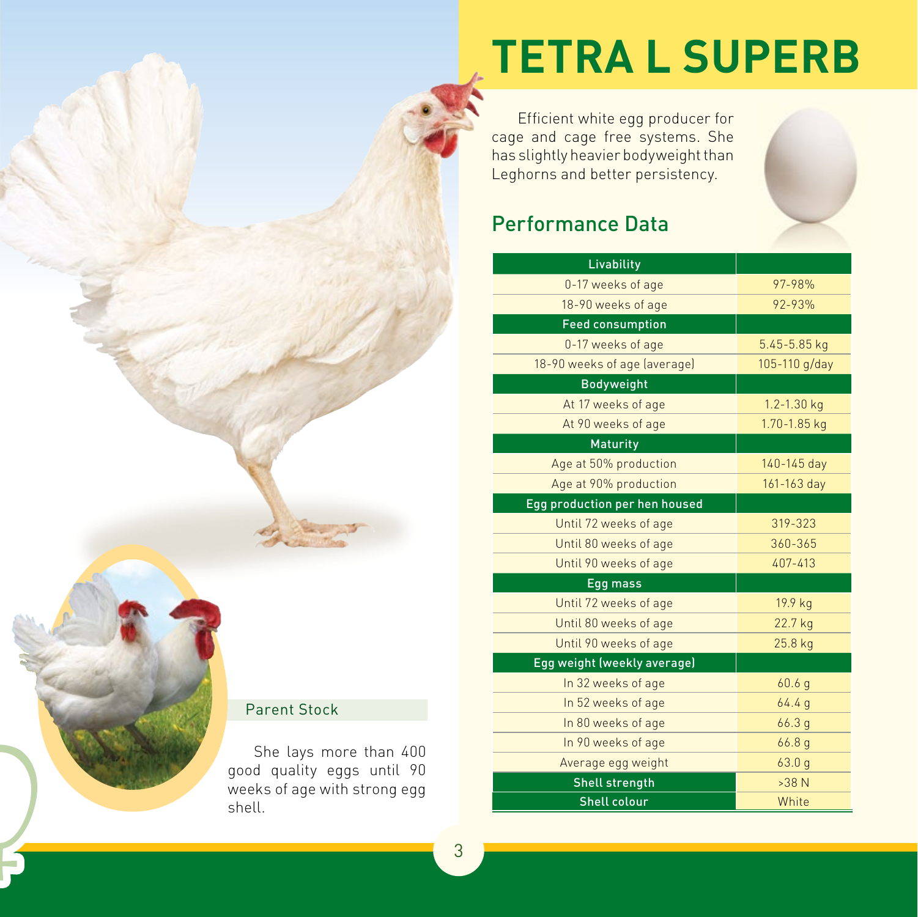# TETRA L SUPERB

Efficient white egg producer for cage and cage free systems. She has slightly heavier bodyweight than Leghorns and better persistency.

## Performance Data

| | |
|---|---|
| **Livability** | |
| 0-17 weeks of age | 97-98% |
| 18-90 weeks of age | 92-93% |
| **Feed consumption** | |
| 0-17 weeks of age | 5.45-5.85 kg |
| 18-90 weeks of age (average) | 105-110 g/day |
| **Bodyweight** | |
| At 17 weeks of age | 1.2-1.30 kg |
| At 90 weeks of age | 1.70-1.85 kg |
| **Maturity** | |
| Age at 50% production | 140-145 day |
| Age at 90% production | 161-163 day |
| **Egg production per hen housed** | |
| Until 72 weeks of age | 319-323 |
| Until 80 weeks of age | 360-365 |
| Until 90 weeks of age | 407-413 |
| **Egg mass** | |
| Until 72 weeks of age | 19.9 kg |
| Until 80 weeks of age | 22.7 kg |
| Until 90 weeks of age | 25.8 kg |
| **Egg weight (weekly average)** | |
| In 32 weeks of age | 60.6 g |
| In 52 weeks of age | 64.4 g |
| In 80 weeks of age | 66.3 g |
| In 90 weeks of age | 66.8 g |
| Average egg weight | 63.0 g |
| **Shell strength** | >38 N |
| **Shell colour** | White |

Parent Stock

She lays more than 400 good quality eggs until 90 weeks of age with strong egg shell.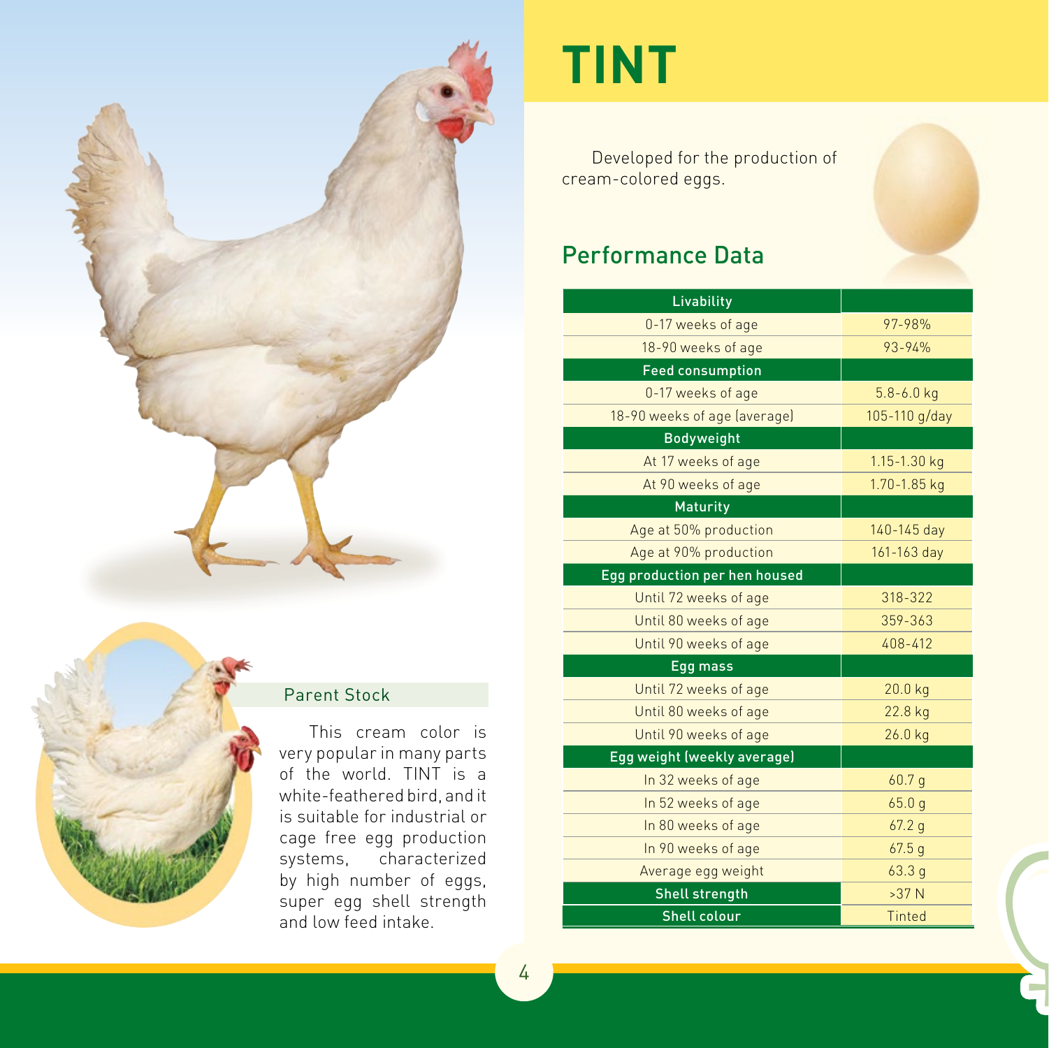# TINT

Developed for the production of cream-colored eggs.

## Performance Data

| | |
|---|---|
| **Livability** | |
| 0-17 weeks of age | 97-98% |
| 18-90 weeks of age | 93-94% |
| **Feed consumption** | |
| 0-17 weeks of age | 5.8-6.0 kg |
| 18-90 weeks of age (average) | 105-110 g/day |
| **Bodyweight** | |
| At 17 weeks of age | 1.15-1.30 kg |
| At 90 weeks of age | 1.70-1.85 kg |
| **Maturity** | |
| Age at 50% production | 140-145 day |
| Age at 90% production | 161-163 day |
| **Egg production per hen housed** | |
| Until 72 weeks of age | 318-322 |
| Until 80 weeks of age | 359-363 |
| Until 90 weeks of age | 408-412 |
| **Egg mass** | |
| Until 72 weeks of age | 20.0 kg |
| Until 80 weeks of age | 22.8 kg |
| Until 90 weeks of age | 26.0 kg |
| **Egg weight (weekly average)** | |
| In 32 weeks of age | 60.7 g |
| In 52 weeks of age | 65.0 g |
| In 80 weeks of age | 67.2 g |
| In 90 weeks of age | 67.5 g |
| Average egg weight | 63.3 g |
| **Shell strength** | >37 N |
| **Shell colour** | Tinted |

### Parent Stock

This cream color is very popular in many parts of the world. TINT is a white-feathered bird, and it is suitable for industrial or cage free egg production systems, characterized by high number of eggs, super egg shell strength and low feed intake.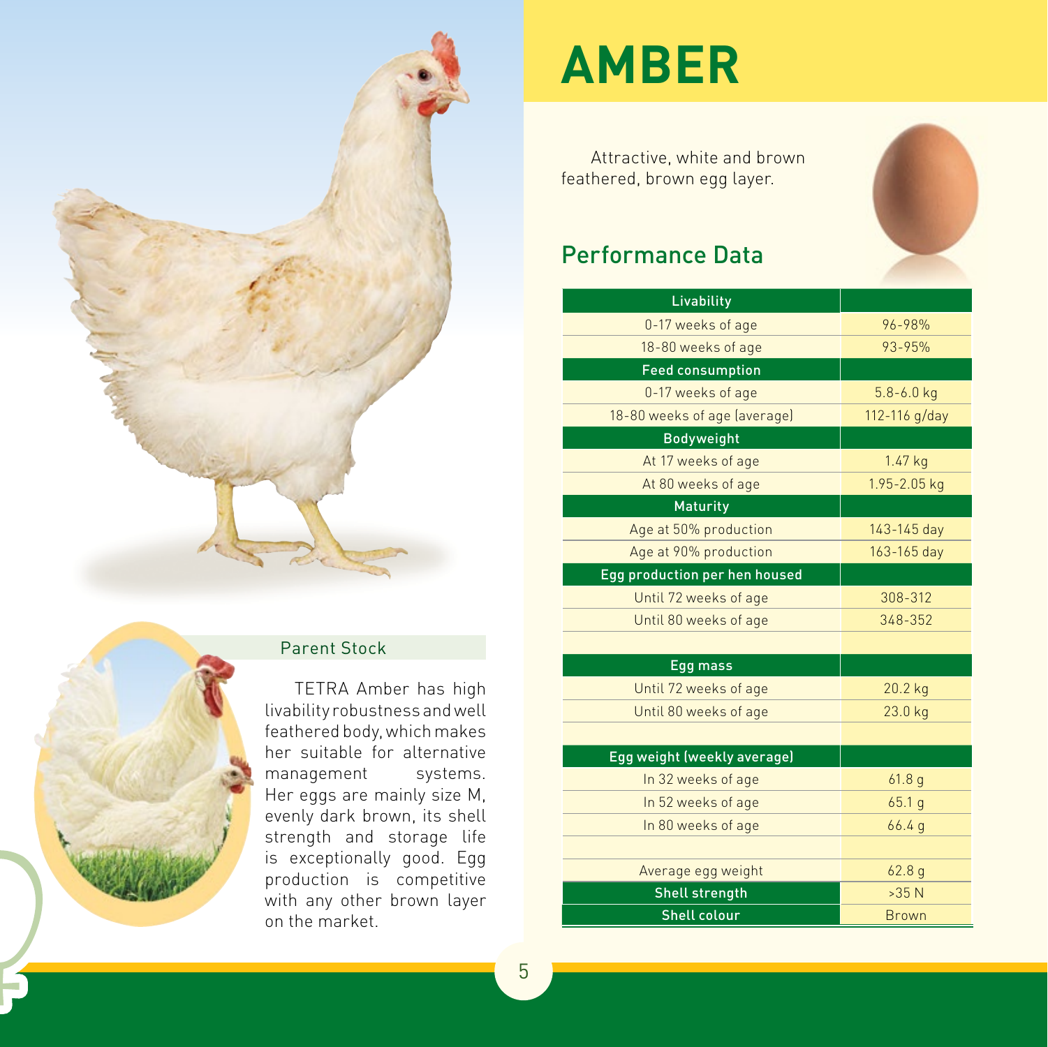# AMBER

Attractive, white and brown feathered, brown egg layer.

## Performance Data

| | |
|---|---|
| **Livability** | |
| 0-17 weeks of age | 96-98% |
| 18-80 weeks of age | 93-95% |
| **Feed consumption** | |
| 0-17 weeks of age | 5.8-6.0 kg |
| 18-80 weeks of age (average) | 112-116 g/day |
| **Bodyweight** | |
| At 17 weeks of age | 1.47 kg |
| At 80 weeks of age | 1.95-2.05 kg |
| **Maturity** | |
| Age at 50% production | 143-145 day |
| Age at 90% production | 163-165 day |
| **Egg production per hen housed** | |
| Until 72 weeks of age | 308-312 |
| Until 80 weeks of age | 348-352 |
| | |
| **Egg mass** | |
| Until 72 weeks of age | 20.2 kg |
| Until 80 weeks of age | 23.0 kg |
| | |
| **Egg weight (weekly average)** | |
| In 32 weeks of age | 61.8 g |
| In 52 weeks of age | 65.1 g |
| In 80 weeks of age | 66.4 g |
| | |
| Average egg weight | 62.8 g |
| **Shell strength** | >35 N |
| **Shell colour** | Brown |

### Parent Stock

TETRA Amber has high livability robustness and well feathered body, which makes her suitable for alternative management systems. Her eggs are mainly size M, evenly dark brown, its shell strength and storage life is exceptionally good. Egg production is competitive with any other brown layer on the market.